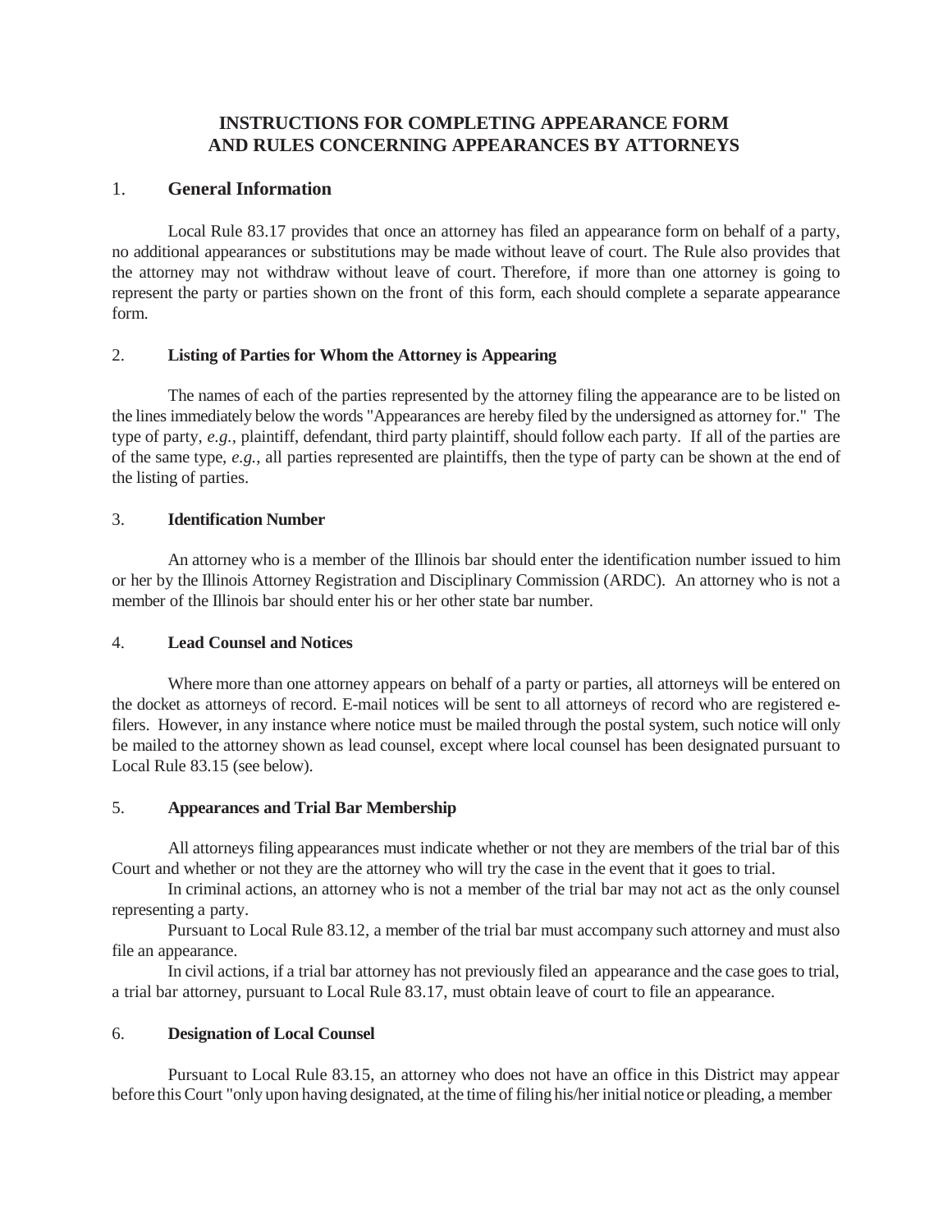# INSTRUCTIONS FOR COMPLETING APPEARANCE FORM AND RULES CONCERNING APPEARANCES BY ATTORNEYS

## 1. General Information

Local Rule 83.17 provides that once an attorney has filed an appearance form on behalf of a party, no additional appearances or substitutions may be made without leave of court. The Rule also provides that the attorney may not withdraw without leave of court. Therefore, if more than one attorney is going to represent the party or parties shown on the front of this form, each should complete a separate appearance form.

## 2. Listing of Parties for Whom the Attorney is Appearing

The names of each of the parties represented by the attorney filing the appearance are to be listed on the lines immediately below the words "Appearances are hereby filed by the undersigned as attorney for." The type of party, *e.g.*, plaintiff, defendant, third party plaintiff, should follow each party. If all of the parties are of the same type, *e.g.*, all parties represented are plaintiffs, then the type of party can be shown at the end of the listing of parties.

## 3. Identification Number

An attorney who is a member of the Illinois bar should enter the identification number issued to him or her by the Illinois Attorney Registration and Disciplinary Commission (ARDC). An attorney who is not a member of the Illinois bar should enter his or her other state bar number.

## 4. Lead Counsel and Notices

Where more than one attorney appears on behalf of a party or parties, all attorneys will be entered on the docket as attorneys of record. E-mail notices will be sent to all attorneys of record who are registered e-filers. However, in any instance where notice must be mailed through the postal system, such notice will only be mailed to the attorney shown as lead counsel, except where local counsel has been designated pursuant to Local Rule 83.15 (see below).

## 5. Appearances and Trial Bar Membership

All attorneys filing appearances must indicate whether or not they are members of the trial bar of this Court and whether or not they are the attorney who will try the case in the event that it goes to trial.

In criminal actions, an attorney who is not a member of the trial bar may not act as the only counsel representing a party.

Pursuant to Local Rule 83.12, a member of the trial bar must accompany such attorney and must also file an appearance.

In civil actions, if a trial bar attorney has not previously filed an appearance and the case goes to trial, a trial bar attorney, pursuant to Local Rule 83.17, must obtain leave of court to file an appearance.

## 6. Designation of Local Counsel

Pursuant to Local Rule 83.15, an attorney who does not have an office in this District may appear before this Court "only upon having designated, at the time of filing his/her initial notice or pleading, a member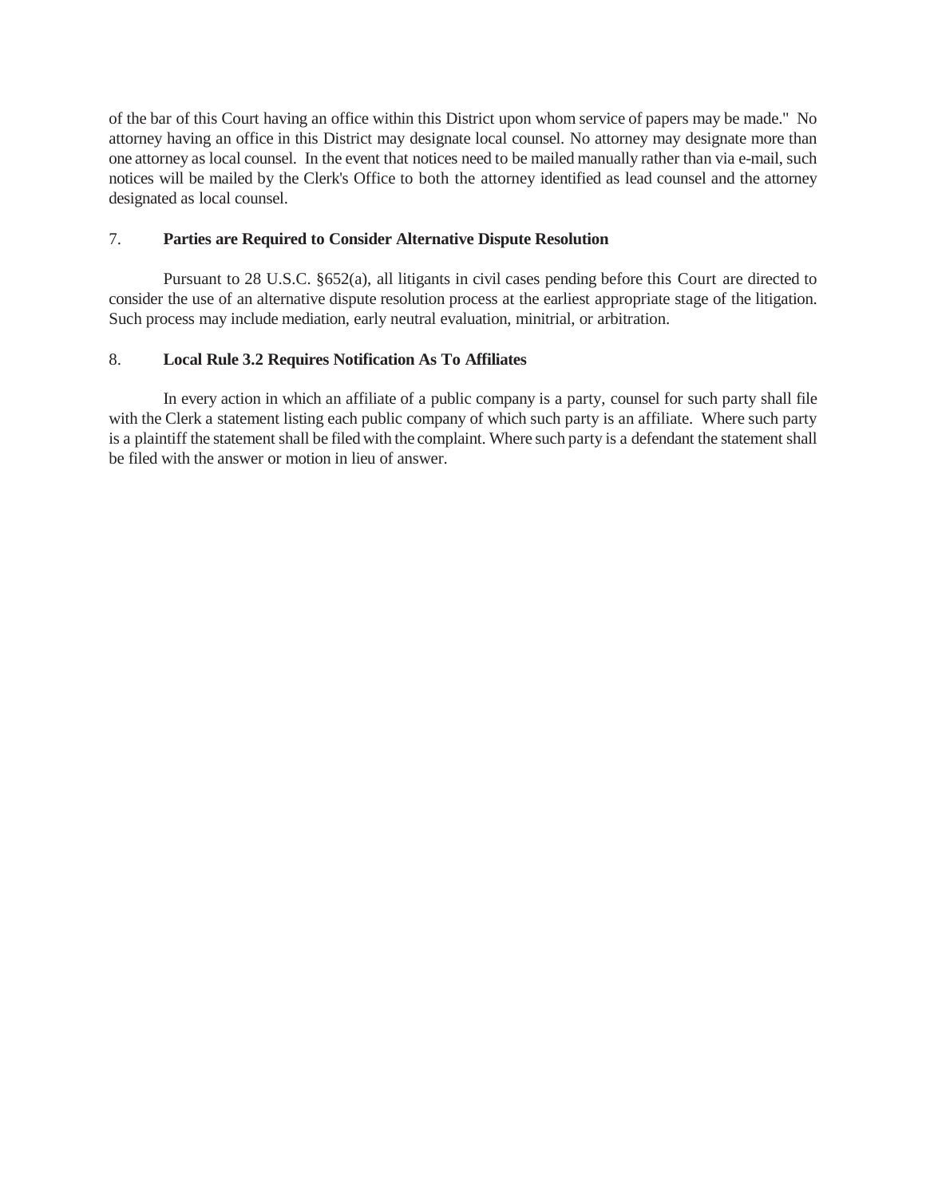of the bar of this Court having an office within this District upon whom service of papers may be made." No attorney having an office in this District may designate local counsel. No attorney may designate more than one attorney as local counsel. In the event that notices need to be mailed manually rather than via e-mail, such notices will be mailed by the Clerk's Office to both the attorney identified as lead counsel and the attorney designated as local counsel.

7. **Parties are Required to Consider Alternative Dispute Resolution**

Pursuant to 28 U.S.C. §652(a), all litigants in civil cases pending before this Court are directed to consider the use of an alternative dispute resolution process at the earliest appropriate stage of the litigation. Such process may include mediation, early neutral evaluation, minitrial, or arbitration.

8. **Local Rule 3.2 Requires Notification As To Affiliates**

In every action in which an affiliate of a public company is a party, counsel for such party shall file with the Clerk a statement listing each public company of which such party is an affiliate. Where such party is a plaintiff the statement shall be filed with the complaint. Where such party is a defendant the statement shall be filed with the answer or motion in lieu of answer.